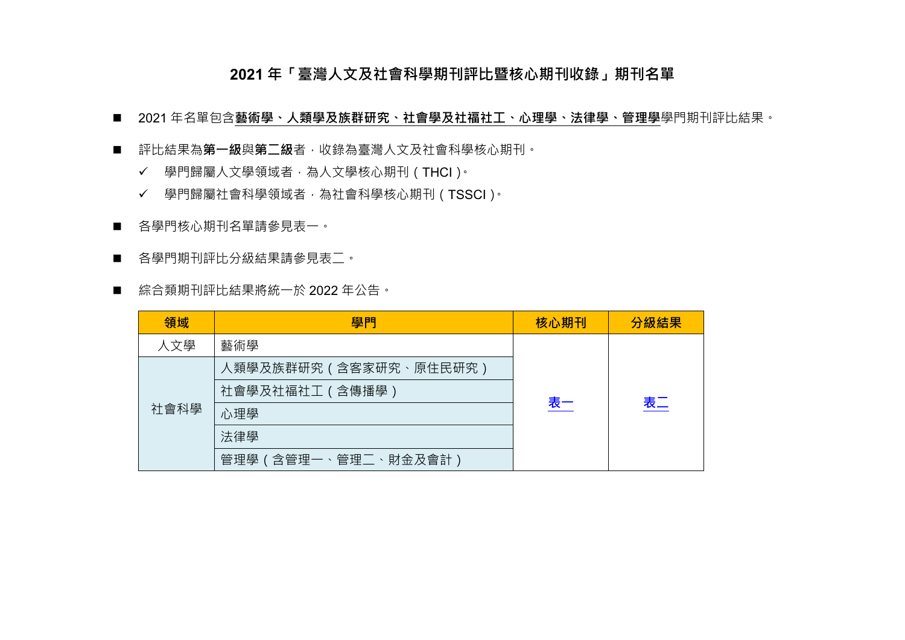# 2021 年「臺灣人文及社會科學期刊評比暨核心期刊收錄」期刊名單

- 2021 年名單包含**藝術學、人類學及族群研究、社會學及社福社工、心理學、法律學、管理學**學門期刊評比結果。
- 評比結果為**第一級**與**第二級**者，收錄為臺灣人文及社會科學核心期刊。
  - ✓ 學門歸屬人文學領域者，為人文學核心期刊（THCI）。
  - ✓ 學門歸屬社會科學領域者，為社會科學核心期刊（TSSCI）。
- 各學門核心期刊名單請參見表一。
- 各學門期刊評比分級結果請參見表二。
- 綜合類期刊評比結果將統一於 2022 年公告。

| 領域 | 學門 | 核心期刊 | 分級結果 |
|---|---|---|---|
| 人文學 | 藝術學 | 表一 | 表二 |
| 社會科學 | 人類學及族群研究（含客家研究、原住民研究） | | |
| | 社會學及社福社工（含傳播學） | | |
| | 心理學 | | |
| | 法律學 | | |
| | 管理學（含管理一、管理二、財金及會計） | | |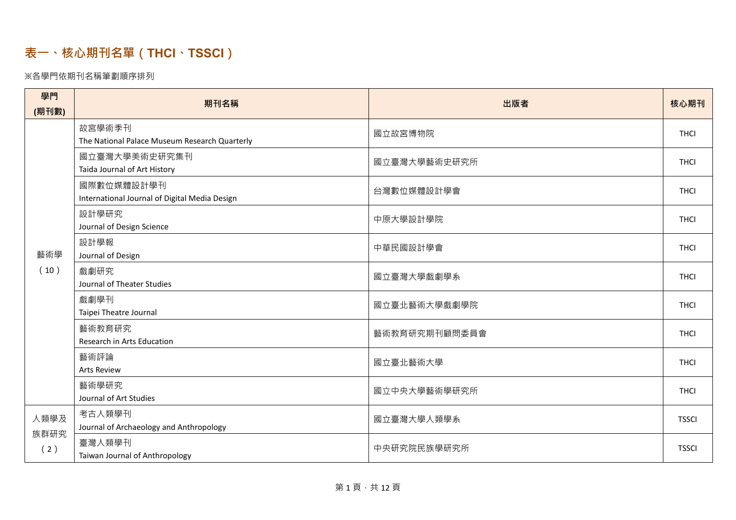# 表一、核心期刊名單（THCI、TSSCI）

※各學門依期刊名稱筆劃順序排列

| 學門 (期刊數) | 期刊名稱 | 出版者 | 核心期刊 |
|---|---|---|---|
| 藝術學（10） | 故宮學術季刊 The National Palace Museum Research Quarterly | 國立故宮博物院 | THCI |
| | 國立臺灣大學美術史研究集刊 Taida Journal of Art History | 國立臺灣大學藝術史研究所 | THCI |
| | 國際數位媒體設計學刊 International Journal of Digital Media Design | 台灣數位媒體設計學會 | THCI |
| | 設計學研究 Journal of Design Science | 中原大學設計學院 | THCI |
| | 設計學報 Journal of Design | 中華民國設計學會 | THCI |
| | 戲劇研究 Journal of Theater Studies | 國立臺灣大學戲劇學系 | THCI |
| | 戲劇學刊 Taipei Theatre Journal | 國立臺北藝術大學戲劇學院 | THCI |
| | 藝術教育研究 Research in Arts Education | 藝術教育研究期刊顧問委員會 | THCI |
| | 藝術評論 Arts Review | 國立臺北藝術大學 | THCI |
| | 藝術學研究 Journal of Art Studies | 國立中央大學藝術學研究所 | THCI |
| 人類學及族群研究（2） | 考古人類學刊 Journal of Archaeology and Anthropology | 國立臺灣大學人類學系 | TSSCI |
| | 臺灣人類學刊 Taiwan Journal of Anthropology | 中央研究院民族學研究所 | TSSCI |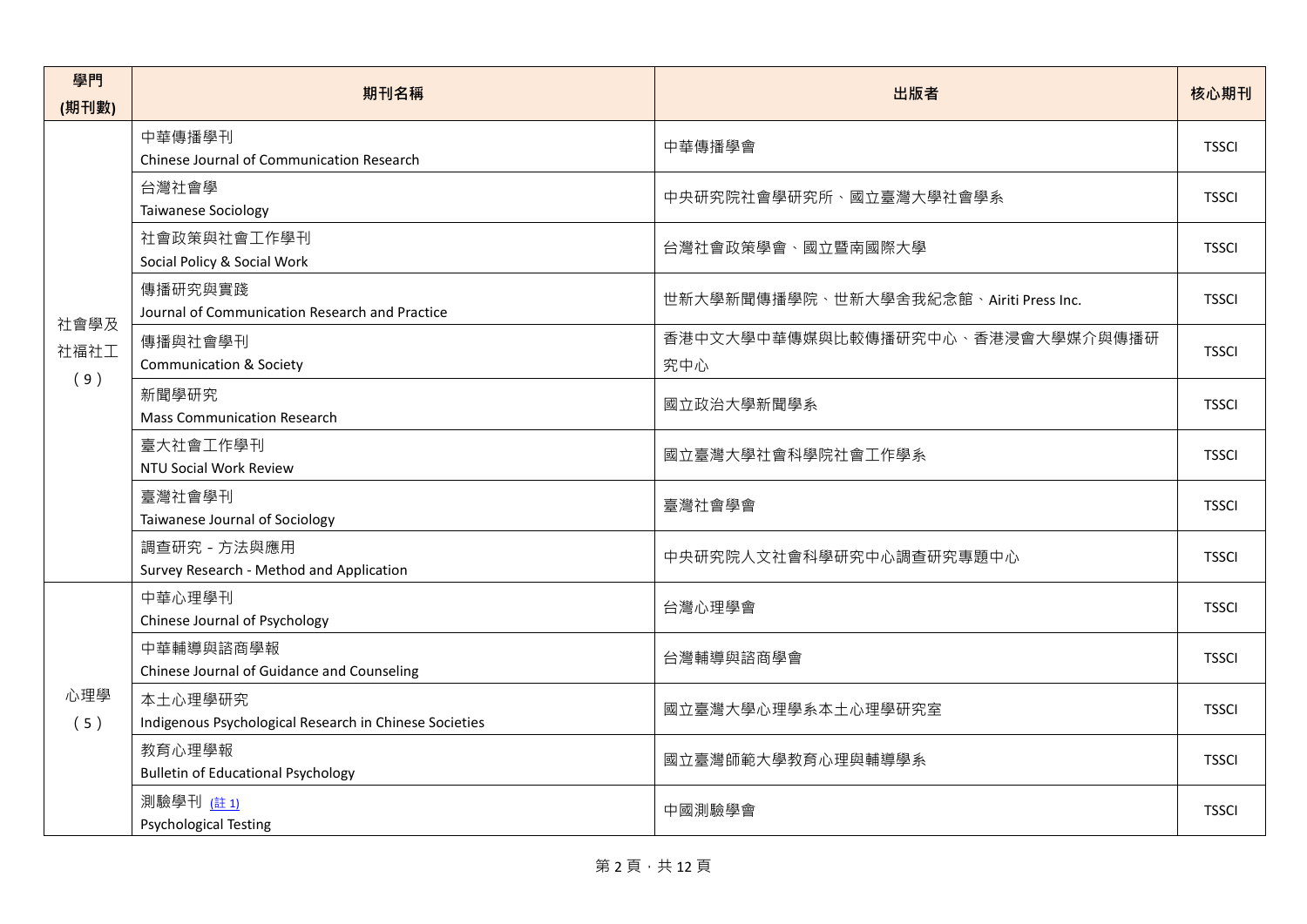| 學門<br>(期刊數) | 期刊名稱 | 出版者 | 核心期刊 |
|---|---|---|---|
| 社會學及社福社工<br>(9) | 中華傳播學刊<br>Chinese Journal of Communication Research | 中華傳播學會 | TSSCI |
| | 台灣社會學<br>Taiwanese Sociology | 中央研究院社會學研究所、國立臺灣大學社會學系 | TSSCI |
| | 社會政策與社會工作學刊<br>Social Policy & Social Work | 台灣社會政策學會、國立暨南國際大學 | TSSCI |
| | 傳播研究與實踐<br>Journal of Communication Research and Practice | 世新大學新聞傳播學院、世新大學舍我紀念館、Airiti Press Inc. | TSSCI |
| | 傳播與社會學刊<br>Communication & Society | 香港中文大學中華傳媒與比較傳播研究中心、香港浸會大學媒介與傳播研究中心 | TSSCI |
| | 新聞學研究<br>Mass Communication Research | 國立政治大學新聞學系 | TSSCI |
| | 臺大社會工作學刊<br>NTU Social Work Review | 國立臺灣大學社會科學院社會工作學系 | TSSCI |
| | 臺灣社會學刊<br>Taiwanese Journal of Sociology | 臺灣社會學會 | TSSCI |
| | 調查研究 - 方法與應用<br>Survey Research - Method and Application | 中央研究院人文社會科學研究中心調查研究專題中心 | TSSCI |
| 心理學<br>(5) | 中華心理學刊<br>Chinese Journal of Psychology | 台灣心理學會 | TSSCI |
| | 中華輔導與諮商學報<br>Chinese Journal of Guidance and Counseling | 台灣輔導與諮商學會 | TSSCI |
| | 本土心理學研究<br>Indigenous Psychological Research in Chinese Societies | 國立臺灣大學心理學系本土心理學研究室 | TSSCI |
| | 教育心理學報<br>Bulletin of Educational Psychology | 國立臺灣師範大學教育心理與輔導學系 | TSSCI |
| | 測驗學刊 (註 1)<br>Psychological Testing | 中國測驗學會 | TSSCI |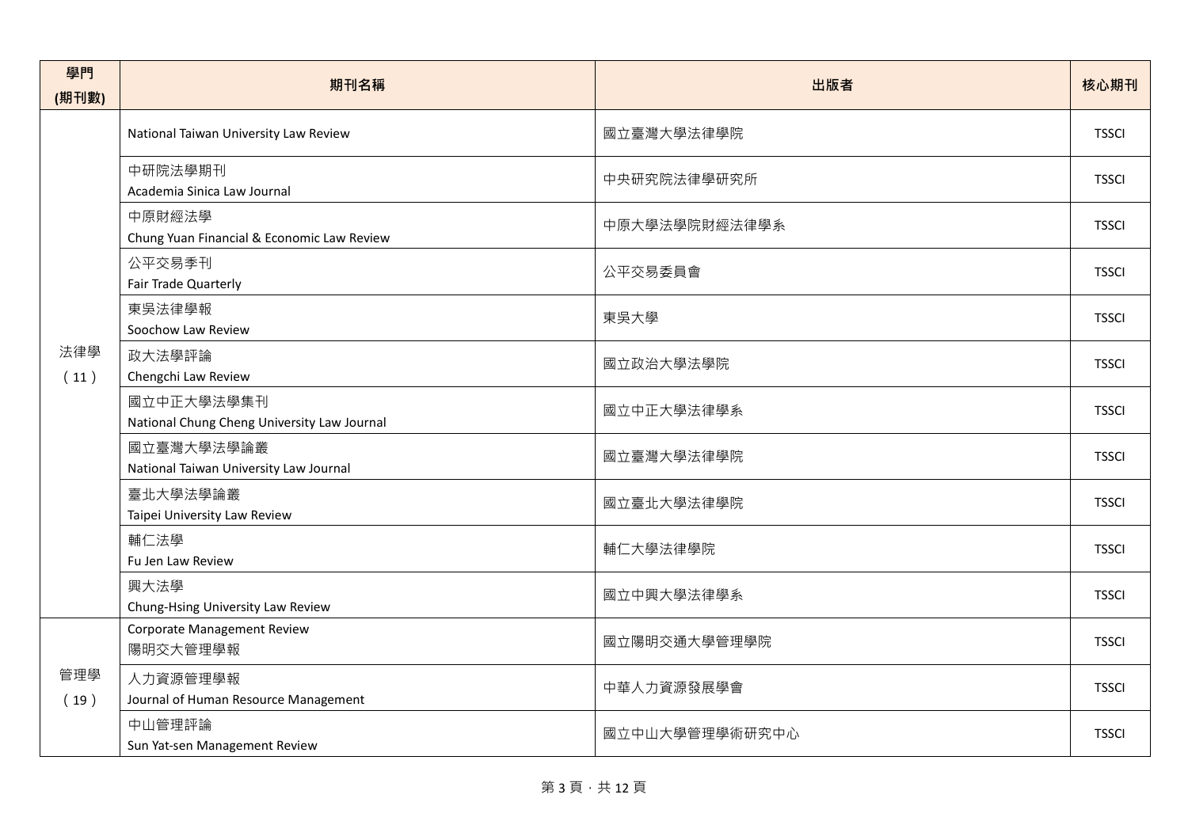| 學門 (期刊數) | 期刊名稱 | 出版者 | 核心期刊 |
|---|---|---|---|
| 法律學 ( 11 ) | National Taiwan University Law Review | 國立臺灣大學法律學院 | TSSCI |
| | 中研院法學期刊<br>Academia Sinica Law Journal | 中央研究院法律學研究所 | TSSCI |
| | 中原財經法學<br>Chung Yuan Financial & Economic Law Review | 中原大學法學院財經法律學系 | TSSCI |
| | 公平交易季刊<br>Fair Trade Quarterly | 公平交易委員會 | TSSCI |
| | 東吳法律學報<br>Soochow Law Review | 東吳大學 | TSSCI |
| | 政大法學評論<br>Chengchi Law Review | 國立政治大學法學院 | TSSCI |
| | 國立中正大學法學集刊<br>National Chung Cheng University Law Journal | 國立中正大學法律學系 | TSSCI |
| | 國立臺灣大學法學論叢<br>National Taiwan University Law Journal | 國立臺灣大學法律學院 | TSSCI |
| | 臺北大學法學論叢<br>Taipei University Law Review | 國立臺北大學法律學院 | TSSCI |
| | 輔仁法學<br>Fu Jen Law Review | 輔仁大學法律學院 | TSSCI |
| | 興大法學<br>Chung-Hsing University Law Review | 國立中興大學法律學系 | TSSCI |
| 管理學 ( 19 ) | Corporate Management Review<br>陽明交大管理學報 | 國立陽明交通大學管理學院 | TSSCI |
| | 人力資源管理學報<br>Journal of Human Resource Management | 中華人力資源發展學會 | TSSCI |
| | 中山管理評論<br>Sun Yat-sen Management Review | 國立中山大學管理學術研究中心 | TSSCI |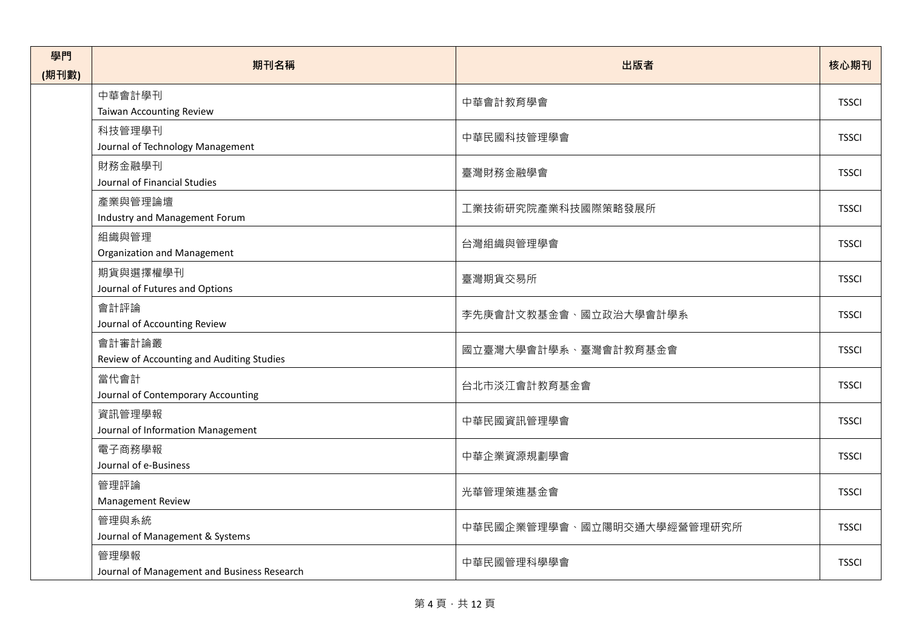| 學門<br>(期刊數) | 期刊名稱 | 出版者 | 核心期刊 |
|---|---|---|---|
| | 中華會計學刊<br>Taiwan Accounting Review | 中華會計教育學會 | TSSCI |
| | 科技管理學刊<br>Journal of Technology Management | 中華民國科技管理學會 | TSSCI |
| | 財務金融學刊<br>Journal of Financial Studies | 臺灣財務金融學會 | TSSCI |
| | 產業與管理論壇<br>Industry and Management Forum | 工業技術研究院產業科技國際策略發展所 | TSSCI |
| | 組織與管理<br>Organization and Management | 台灣組織與管理學會 | TSSCI |
| | 期貨與選擇權學刊<br>Journal of Futures and Options | 臺灣期貨交易所 | TSSCI |
| | 會計評論<br>Journal of Accounting Review | 李先庚會計文教基金會、國立政治大學會計學系 | TSSCI |
| | 會計審計論叢<br>Review of Accounting and Auditing Studies | 國立臺灣大學會計學系、臺灣會計教育基金會 | TSSCI |
| | 當代會計<br>Journal of Contemporary Accounting | 台北市淡江會計教育基金會 | TSSCI |
| | 資訊管理學報<br>Journal of Information Management | 中華民國資訊管理學會 | TSSCI |
| | 電子商務學報<br>Journal of e-Business | 中華企業資源規劃學會 | TSSCI |
| | 管理評論<br>Management Review | 光華管理策進基金會 | TSSCI |
| | 管理與系統<br>Journal of Management & Systems | 中華民國企業管理學會、國立陽明交通大學經營管理研究所 | TSSCI |
| | 管理學報<br>Journal of Management and Business Research | 中華民國管理科學學會 | TSSCI |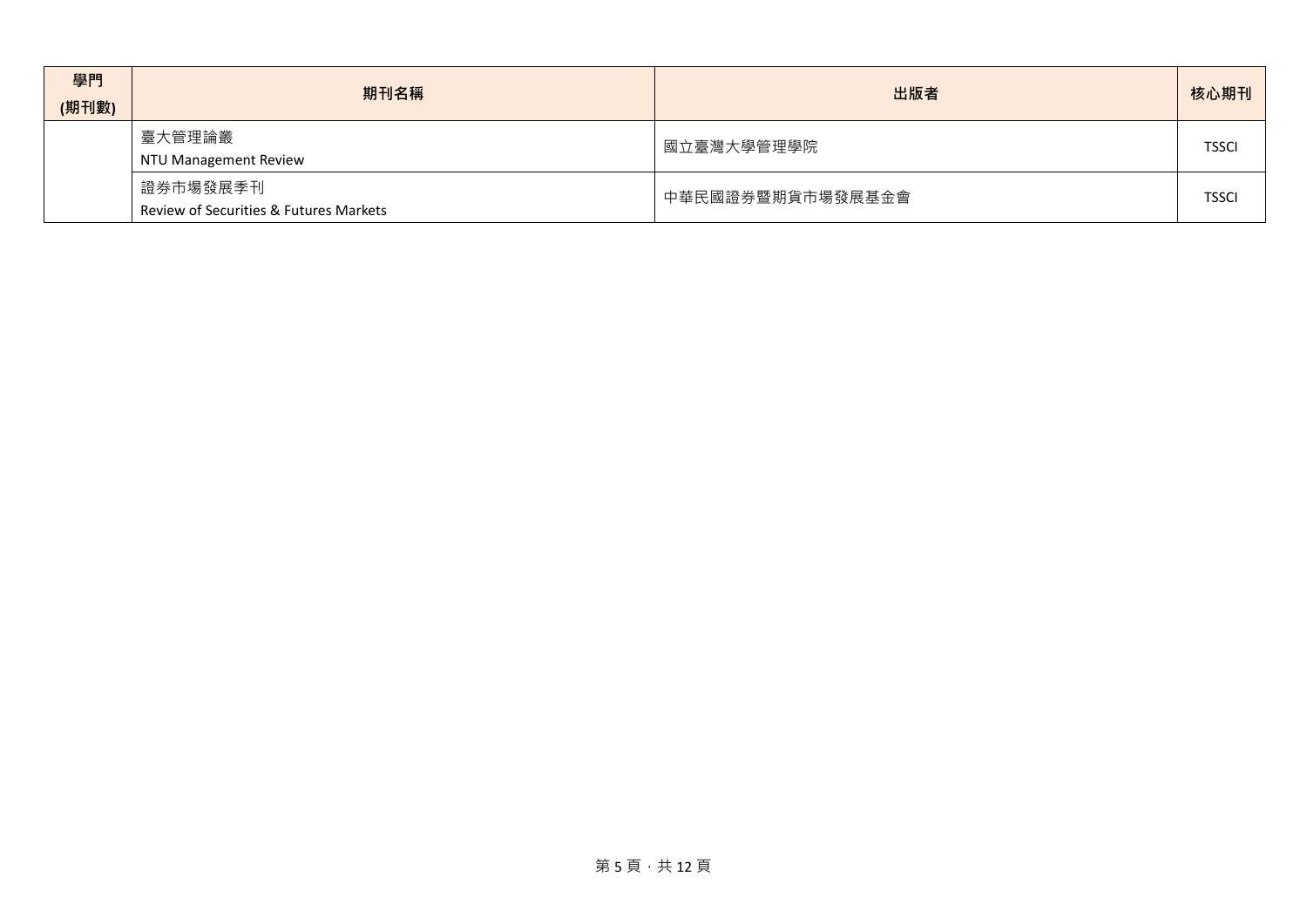| 學門<br>(期刊數) | 期刊名稱 | 出版者 | 核心期刊 |
|---|---|---|---|
| | 臺大管理論叢<br>NTU Management Review | 國立臺灣大學管理學院 | TSSCI |
| | 證券市場發展季刊<br>Review of Securities & Futures Markets | 中華民國證券暨期貨市場發展基金會 | TSSCI |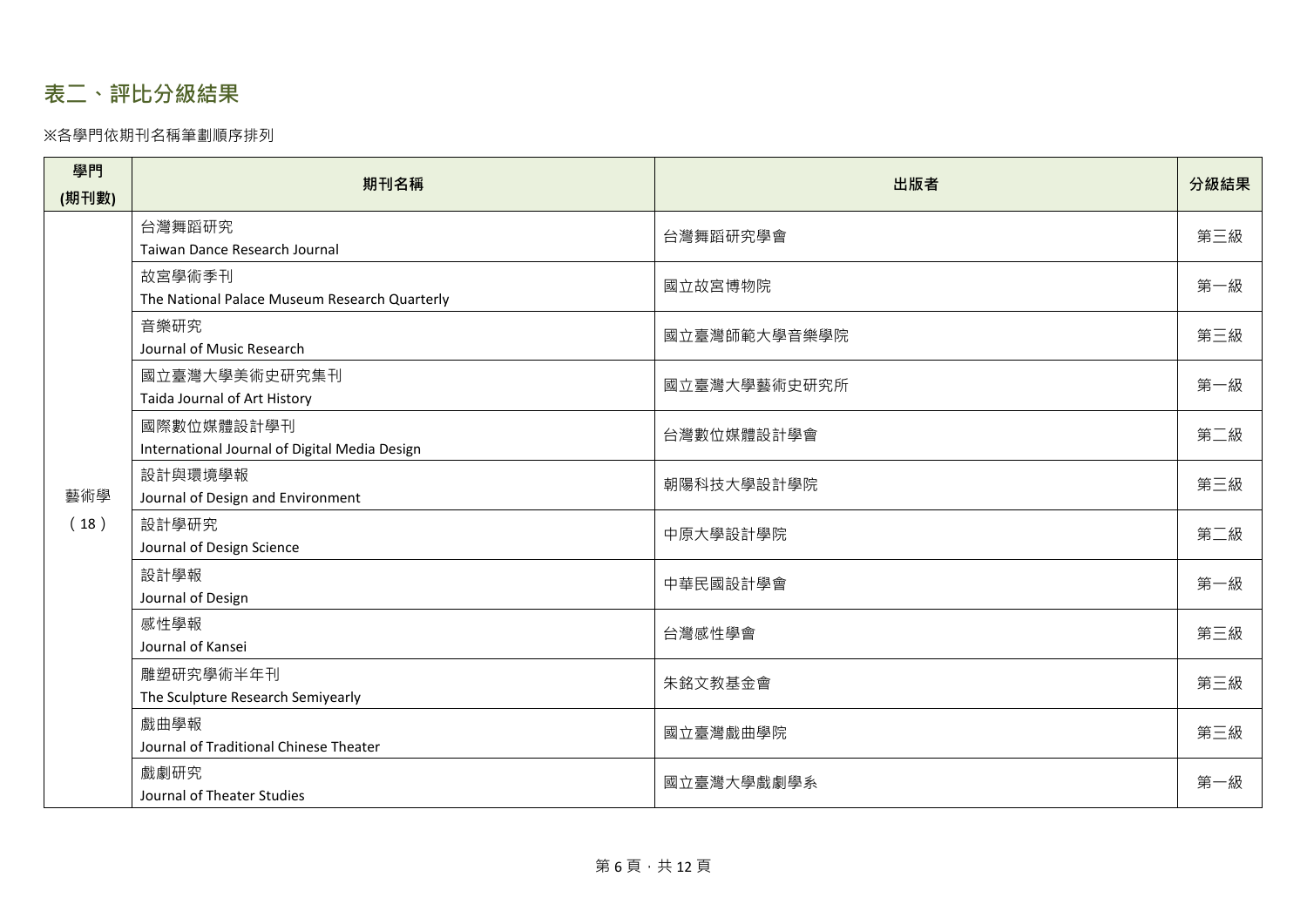## 表二、評比分級結果

※各學門依期刊名稱筆劃順序排列

| 學門<br>(期刊數) | 期刊名稱 | 出版者 | 分級結果 |
|---|---|---|---|
| 藝術學<br>（18） | 台灣舞蹈研究<br>Taiwan Dance Research Journal | 台灣舞蹈研究學會 | 第三級 |
| | 故宮學術季刊<br>The National Palace Museum Research Quarterly | 國立故宮博物院 | 第一級 |
| | 音樂研究<br>Journal of Music Research | 國立臺灣師範大學音樂學院 | 第三級 |
| | 國立臺灣大學美術史研究集刊<br>Taida Journal of Art History | 國立臺灣大學藝術史研究所 | 第一級 |
| | 國際數位媒體設計學刊<br>International Journal of Digital Media Design | 台灣數位媒體設計學會 | 第二級 |
| | 設計與環境學報<br>Journal of Design and Environment | 朝陽科技大學設計學院 | 第三級 |
| | 設計學研究<br>Journal of Design Science | 中原大學設計學院 | 第二級 |
| | 設計學報<br>Journal of Design | 中華民國設計學會 | 第一級 |
| | 感性學報<br>Journal of Kansei | 台灣感性學會 | 第三級 |
| | 雕塑研究學術半年刊<br>The Sculpture Research Semiyearly | 朱銘文教基金會 | 第三級 |
| | 戲曲學報<br>Journal of Traditional Chinese Theater | 國立臺灣戲曲學院 | 第三級 |
| | 戲劇研究<br>Journal of Theater Studies | 國立臺灣大學戲劇學系 | 第一級 |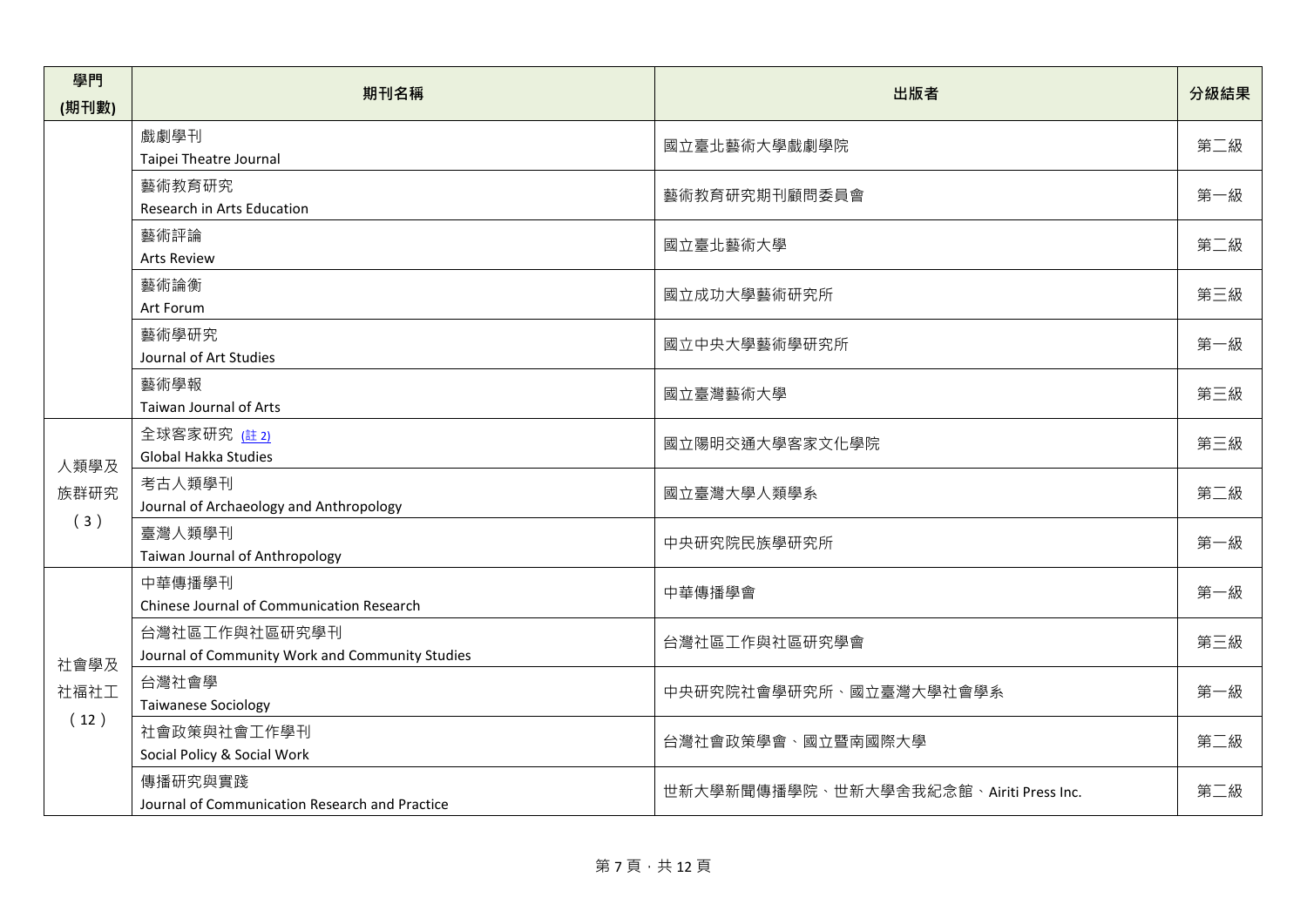| 學門 (期刊數) | 期刊名稱 | 出版者 | 分級結果 |
|---|---|---|---|
| | 戲劇學刊 Taipei Theatre Journal | 國立臺北藝術大學戲劇學院 | 第二級 |
| | 藝術教育研究 Research in Arts Education | 藝術教育研究期刊顧問委員會 | 第一級 |
| | 藝術評論 Arts Review | 國立臺北藝術大學 | 第二級 |
| | 藝術論衡 Art Forum | 國立成功大學藝術研究所 | 第三級 |
| | 藝術學研究 Journal of Art Studies | 國立中央大學藝術學研究所 | 第一級 |
| | 藝術學報 Taiwan Journal of Arts | 國立臺灣藝術大學 | 第三級 |
| 人類學及族群研究（3） | 全球客家研究 (註 2) Global Hakka Studies | 國立陽明交通大學客家文化學院 | 第三級 |
| | 考古人類學刊 Journal of Archaeology and Anthropology | 國立臺灣大學人類學系 | 第二級 |
| | 臺灣人類學刊 Taiwan Journal of Anthropology | 中央研究院民族學研究所 | 第一級 |
| 社會學及社福社工（12） | 中華傳播學刊 Chinese Journal of Communication Research | 中華傳播學會 | 第一級 |
| | 台灣社區工作與社區研究學刊 Journal of Community Work and Community Studies | 台灣社區工作與社區研究學會 | 第三級 |
| | 台灣社會學 Taiwanese Sociology | 中央研究院社會學研究所、國立臺灣大學社會學系 | 第一級 |
| | 社會政策與社會工作學刊 Social Policy & Social Work | 台灣社會政策學會、國立暨南國際大學 | 第二級 |
| | 傳播研究與實踐 Journal of Communication Research and Practice | 世新大學新聞傳播學院、世新大學舍我紀念館、Airiti Press Inc. | 第二級 |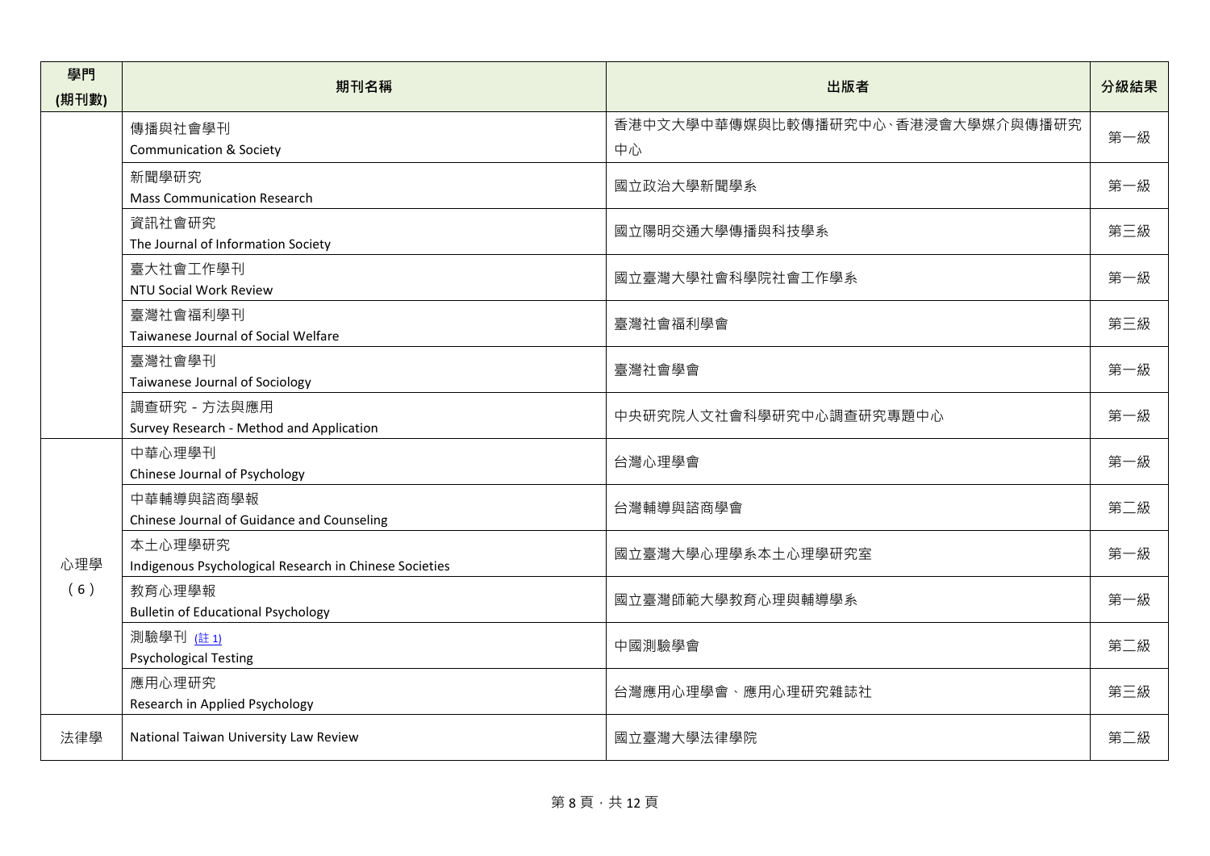| 學門(期刊數) | 期刊名稱 | 出版者 | 分級結果 |
|---|---|---|---|
| | 傳播與社會學刊<br>Communication & Society | 香港中文大學中華傳媒與比較傳播研究中心、香港浸會大學媒介與傳播研究中心 | 第一級 |
| | 新聞學研究<br>Mass Communication Research | 國立政治大學新聞學系 | 第一級 |
| | 資訊社會研究<br>The Journal of Information Society | 國立陽明交通大學傳播與科技學系 | 第三級 |
| | 臺大社會工作學刊<br>NTU Social Work Review | 國立臺灣大學社會科學院社會工作學系 | 第一級 |
| | 臺灣社會福利學刊<br>Taiwanese Journal of Social Welfare | 臺灣社會福利學會 | 第三級 |
| | 臺灣社會學刊<br>Taiwanese Journal of Sociology | 臺灣社會學會 | 第一級 |
| | 調查研究 - 方法與應用<br>Survey Research - Method and Application | 中央研究院人文社會科學研究中心調查研究專題中心 | 第一級 |
| 心理學（6） | 中華心理學刊<br>Chinese Journal of Psychology | 台灣心理學會 | 第一級 |
| | 中華輔導與諮商學報<br>Chinese Journal of Guidance and Counseling | 台灣輔導與諮商學會 | 第二級 |
| | 本土心理學研究<br>Indigenous Psychological Research in Chinese Societies | 國立臺灣大學心理學系本土心理學研究室 | 第一級 |
| | 教育心理學報<br>Bulletin of Educational Psychology | 國立臺灣師範大學教育心理與輔導學系 | 第一級 |
| | 測驗學刊 (註 1)<br>Psychological Testing | 中國測驗學會 | 第二級 |
| | 應用心理研究<br>Research in Applied Psychology | 台灣應用心理學會、應用心理研究雜誌社 | 第三級 |
| 法律學 | National Taiwan University Law Review | 國立臺灣大學法律學院 | 第二級 |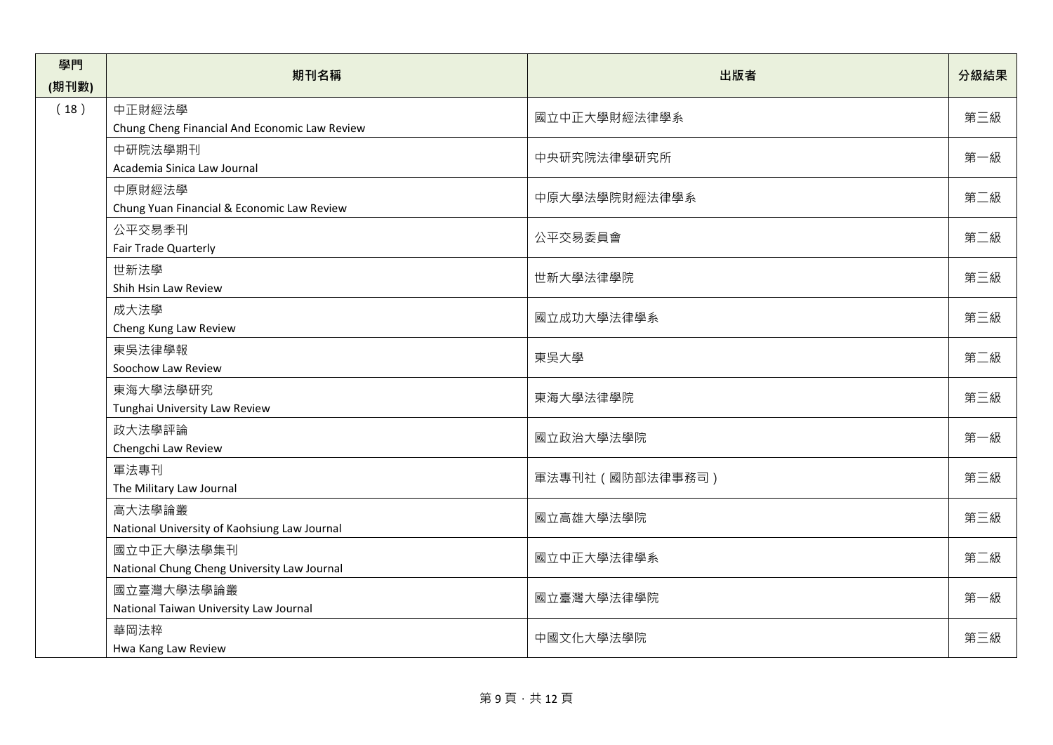| 學門<br>(期刊數) | 期刊名稱 | 出版者 | 分級結果 |
|---|---|---|---|
| （18） | 中正財經法學<br>Chung Cheng Financial And Economic Law Review | 國立中正大學財經法律學系 | 第三級 |
| | 中研院法學期刊<br>Academia Sinica Law Journal | 中央研究院法律學研究所 | 第一級 |
| | 中原財經法學<br>Chung Yuan Financial & Economic Law Review | 中原大學法學院財經法律學系 | 第二級 |
| | 公平交易季刊<br>Fair Trade Quarterly | 公平交易委員會 | 第二級 |
| | 世新法學<br>Shih Hsin Law Review | 世新大學法律學院 | 第三級 |
| | 成大法學<br>Cheng Kung Law Review | 國立成功大學法律學系 | 第三級 |
| | 東吳法律學報<br>Soochow Law Review | 東吳大學 | 第二級 |
| | 東海大學法學研究<br>Tunghai University Law Review | 東海大學法律學院 | 第三級 |
| | 政大法學評論<br>Chengchi Law Review | 國立政治大學法學院 | 第一級 |
| | 軍法專刊<br>The Military Law Journal | 軍法專刊社（國防部法律事務司） | 第三級 |
| | 高大法學論叢<br>National University of Kaohsiung Law Journal | 國立高雄大學法學院 | 第三級 |
| | 國立中正大學法學集刊<br>National Chung Cheng University Law Journal | 國立中正大學法律學系 | 第二級 |
| | 國立臺灣大學法學論叢<br>National Taiwan University Law Journal | 國立臺灣大學法律學院 | 第一級 |
| | 華岡法粹<br>Hwa Kang Law Review | 中國文化大學法學院 | 第三級 |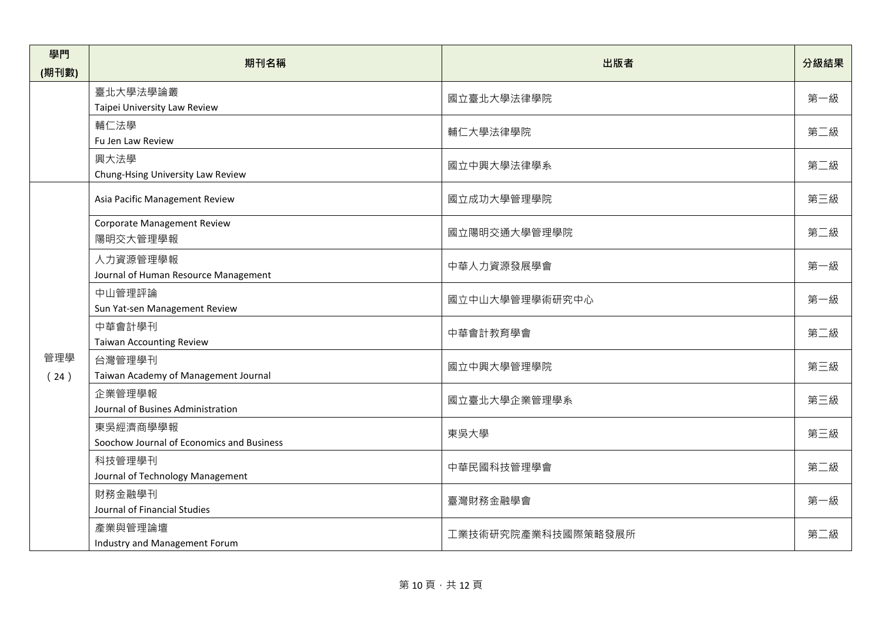| 學門<br>(期刊數) | 期刊名稱 | 出版者 | 分級結果 |
|---|---|---|---|
| | 臺北大學法學論叢<br>Taipei University Law Review | 國立臺北大學法律學院 | 第一級 |
| | 輔仁法學<br>Fu Jen Law Review | 輔仁大學法律學院 | 第二級 |
| | 興大法學<br>Chung-Hsing University Law Review | 國立中興大學法律學系 | 第二級 |
| 管理學<br>（24） | Asia Pacific Management Review | 國立成功大學管理學院 | 第三級 |
| | Corporate Management Review<br>陽明交大管理學報 | 國立陽明交通大學管理學院 | 第二級 |
| | 人力資源管理學報<br>Journal of Human Resource Management | 中華人力資源發展學會 | 第一級 |
| | 中山管理評論<br>Sun Yat-sen Management Review | 國立中山大學管理學術研究中心 | 第一級 |
| | 中華會計學刊<br>Taiwan Accounting Review | 中華會計教育學會 | 第二級 |
| | 台灣管理學刊<br>Taiwan Academy of Management Journal | 國立中興大學管理學院 | 第三級 |
| | 企業管理學報<br>Journal of Busines Administration | 國立臺北大學企業管理學系 | 第三級 |
| | 東吳經濟商學學報<br>Soochow Journal of Economics and Business | 東吳大學 | 第三級 |
| | 科技管理學刊<br>Journal of Technology Management | 中華民國科技管理學會 | 第二級 |
| | 財務金融學刊<br>Journal of Financial Studies | 臺灣財務金融學會 | 第一級 |
| | 產業與管理論壇<br>Industry and Management Forum | 工業技術研究院產業科技國際策略發展所 | 第二級 |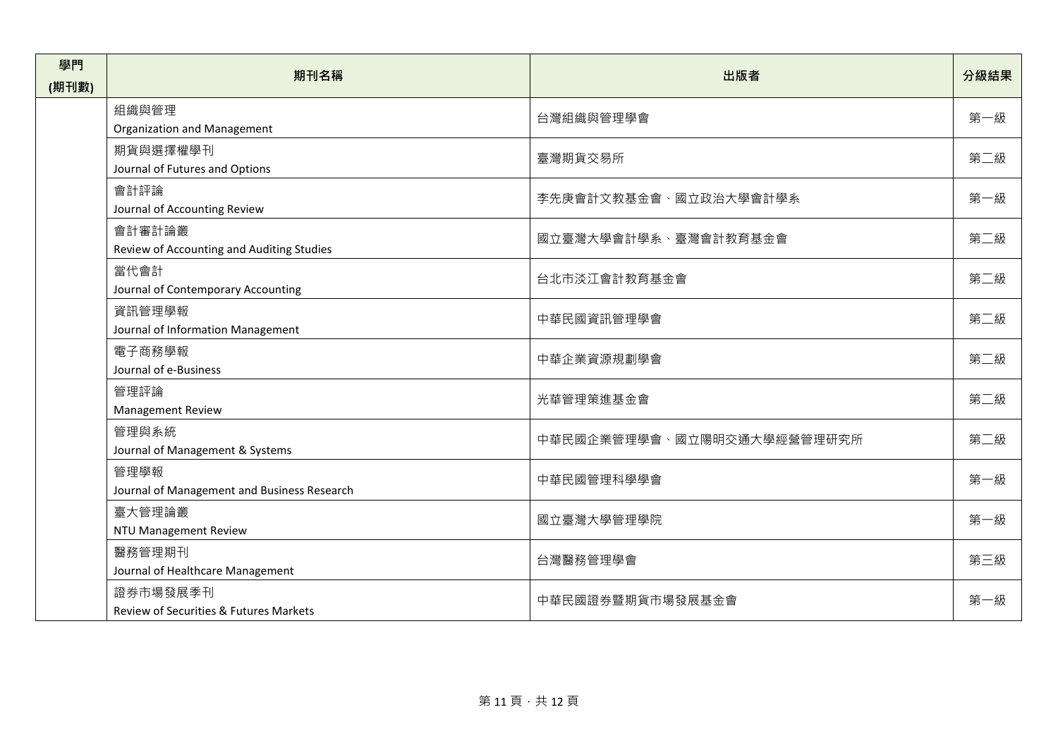| 學門 (期刊數) | 期刊名稱 | 出版者 | 分級結果 |
| --- | --- | --- | --- |
| | 組織與管理 Organization and Management | 台灣組織與管理學會 | 第一級 |
| | 期貨與選擇權學刊 Journal of Futures and Options | 臺灣期貨交易所 | 第二級 |
| | 會計評論 Journal of Accounting Review | 李先庚會計文教基金會、國立政治大學會計學系 | 第一級 |
| | 會計審計論叢 Review of Accounting and Auditing Studies | 國立臺灣大學會計學系、臺灣會計教育基金會 | 第二級 |
| | 當代會計 Journal of Contemporary Accounting | 台北市淡江會計教育基金會 | 第二級 |
| | 資訊管理學報 Journal of Information Management | 中華民國資訊管理學會 | 第二級 |
| | 電子商務學報 Journal of e-Business | 中華企業資源規劃學會 | 第二級 |
| | 管理評論 Management Review | 光華管理策進基金會 | 第二級 |
| | 管理與系統 Journal of Management & Systems | 中華民國企業管理學會、國立陽明交通大學經營管理研究所 | 第二級 |
| | 管理學報 Journal of Management and Business Research | 中華民國管理科學學會 | 第一級 |
| | 臺大管理論叢 NTU Management Review | 國立臺灣大學管理學院 | 第一級 |
| | 醫務管理期刊 Journal of Healthcare Management | 台灣醫務管理學會 | 第三級 |
| | 證券市場發展季刊 Review of Securities & Futures Markets | 中華民國證券暨期貨市場發展基金會 | 第一級 |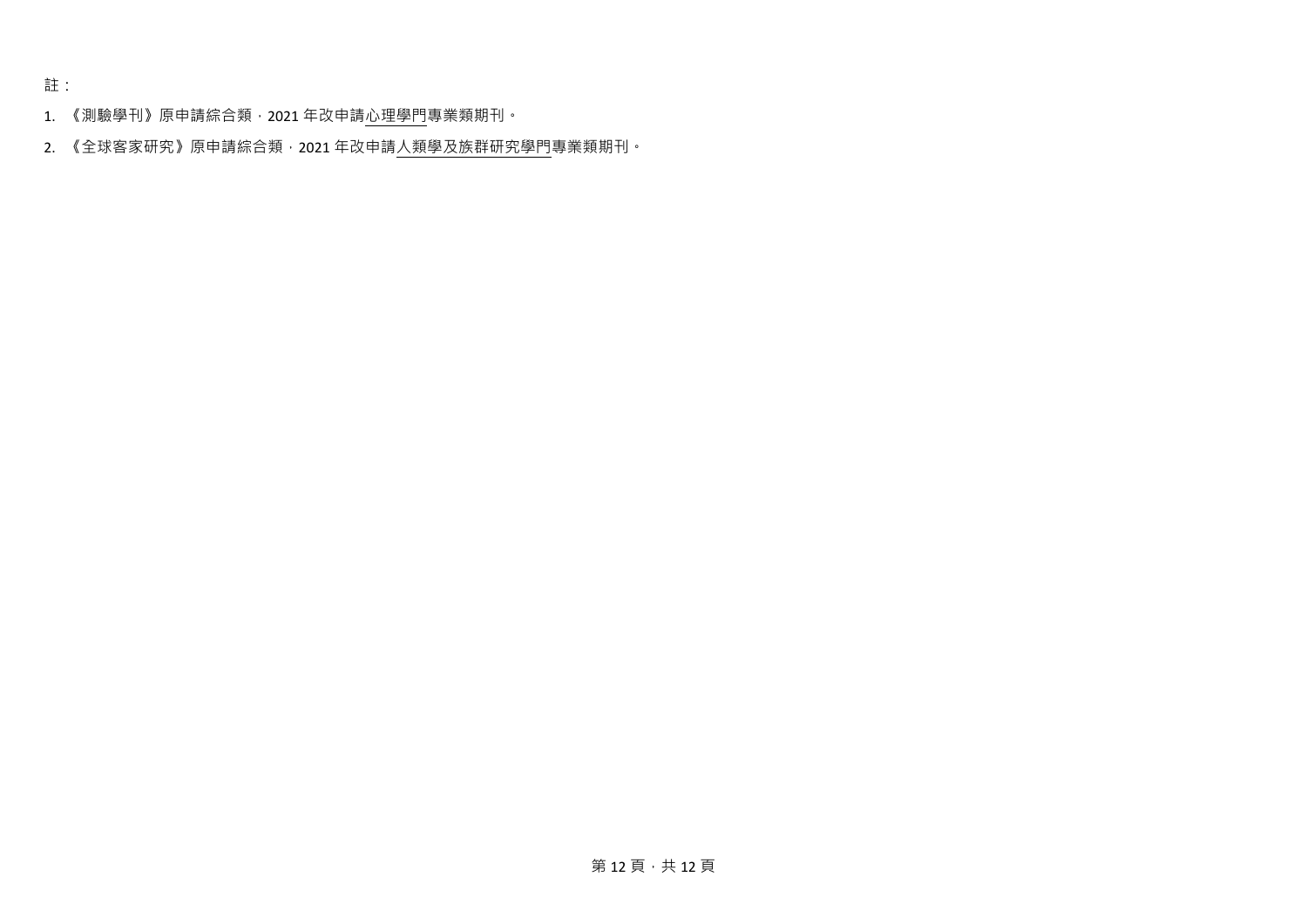註：

1. 《測驗學刊》原申請綜合類，2021 年改申請心理學門專業類期刊。
2. 《全球客家研究》原申請綜合類，2021 年改申請人類學及族群研究學門專業類期刊。